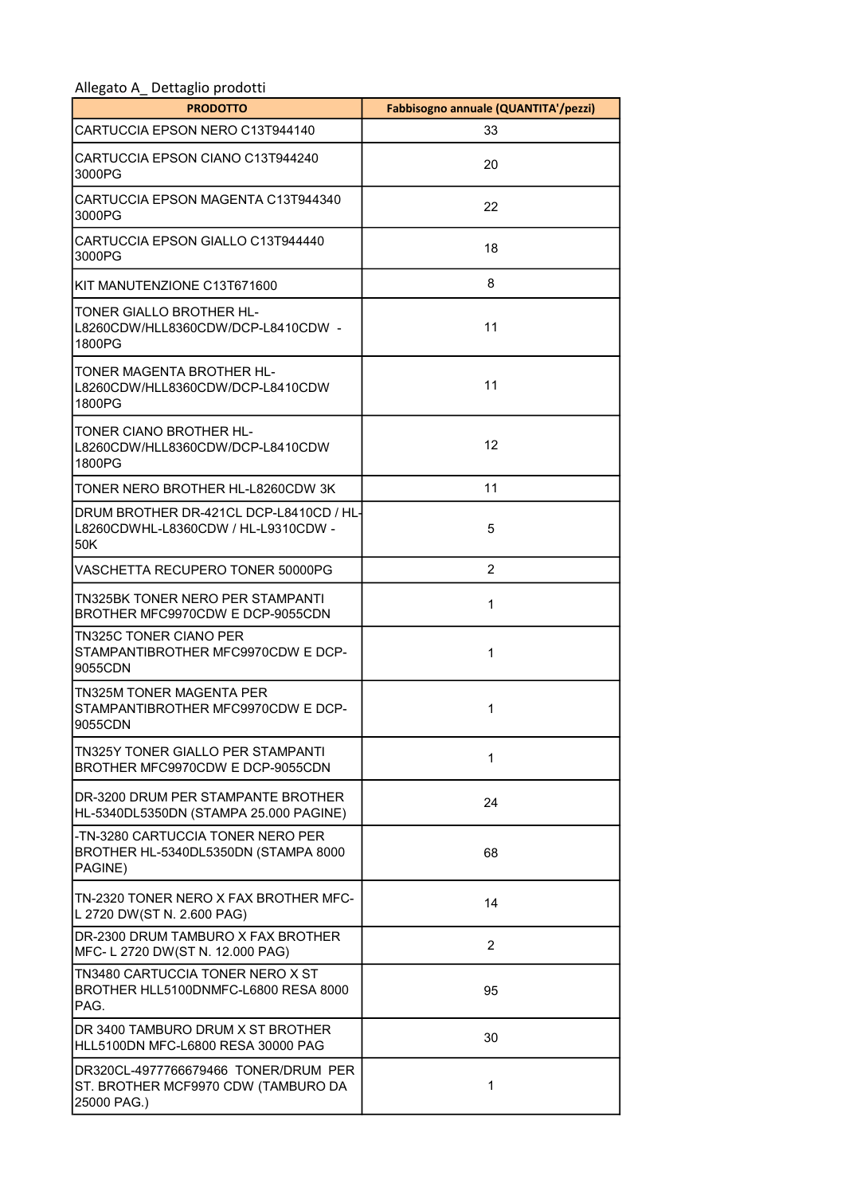Allegato A_ Dettaglio prodotti

| PRODOTTO | Fabbisogno annuale (QUANTITA'/pezzi) |
|---|---|
| CARTUCCIA EPSON NERO C13T944140 | 33 |
| CARTUCCIA EPSON CIANO C13T944240 3000PG | 20 |
| CARTUCCIA EPSON MAGENTA C13T944340 3000PG | 22 |
| CARTUCCIA EPSON GIALLO C13T944440 3000PG | 18 |
| KIT MANUTENZIONE C13T671600 | 8 |
| TONER GIALLO BROTHER HL-L8260CDW/HLL8360CDW/DCP-L8410CDW - 1800PG | 11 |
| TONER MAGENTA BROTHER HL-L8260CDW/HLL8360CDW/DCP-L8410CDW 1800PG | 11 |
| TONER CIANO BROTHER HL-L8260CDW/HLL8360CDW/DCP-L8410CDW 1800PG | 12 |
| TONER NERO BROTHER HL-L8260CDW 3K | 11 |
| DRUM BROTHER DR-421CL DCP-L8410CD / HL-L8260CDWHL-L8360CDW / HL-L9310CDW - 50K | 5 |
| VASCHETTA RECUPERO TONER 50000PG | 2 |
| TN325BK TONER NERO PER STAMPANTI BROTHER MFC9970CDW E DCP-9055CDN | 1 |
| TN325C TONER CIANO PER STAMPANTIBROTHER MFC9970CDW E DCP-9055CDN | 1 |
| TN325M TONER MAGENTA PER STAMPANTIBROTHER MFC9970CDW E DCP-9055CDN | 1 |
| TN325Y TONER GIALLO PER STAMPANTI BROTHER MFC9970CDW E DCP-9055CDN | 1 |
| DR-3200 DRUM PER STAMPANTE BROTHER HL-5340DL5350DN (STAMPA 25.000 PAGINE) | 24 |
| -TN-3280 CARTUCCIA TONER NERO PER BROTHER HL-5340DL5350DN (STAMPA 8000 PAGINE) | 68 |
| TN-2320 TONER NERO X FAX BROTHER MFC-L 2720 DW(ST N. 2.600 PAG) | 14 |
| DR-2300 DRUM TAMBURO X FAX BROTHER MFC- L 2720 DW(ST N. 12.000 PAG) | 2 |
| TN3480 CARTUCCIA TONER NERO X ST BROTHER HLL5100DNMFC-L6800 RESA 8000 PAG. | 95 |
| DR 3400 TAMBURO DRUM X ST BROTHER HLL5100DN MFC-L6800 RESA 30000 PAG | 30 |
| DR320CL-4977766679466 TONER/DRUM PER ST. BROTHER MCF9970 CDW (TAMBURO DA 25000 PAG.) | 1 |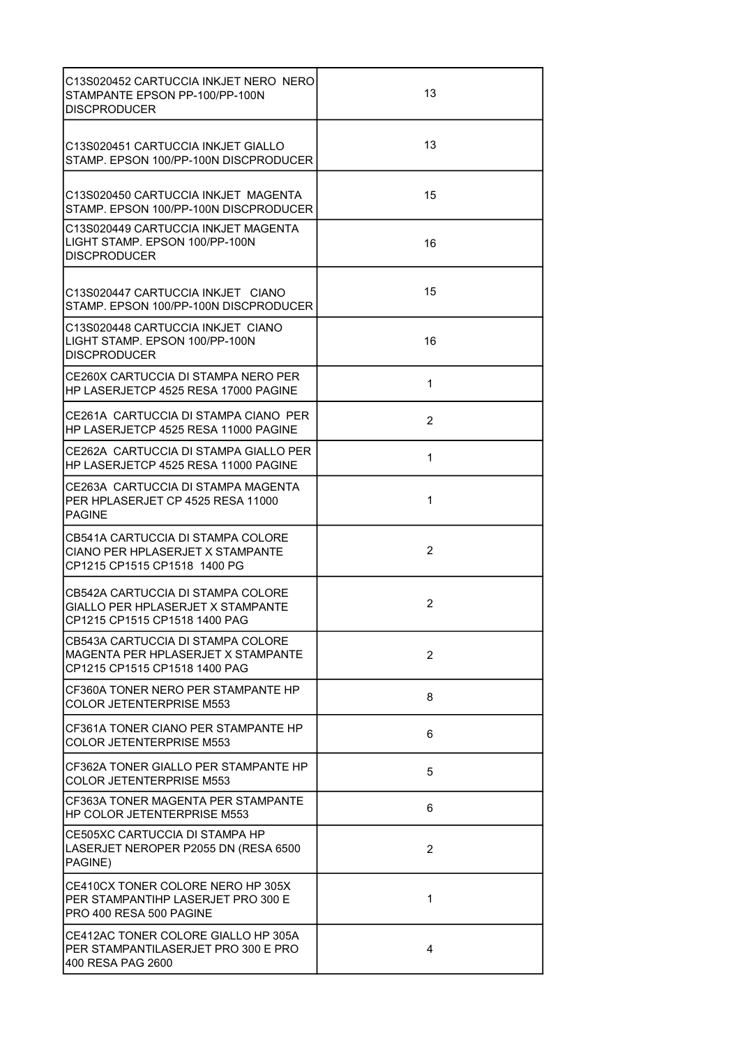| | |
|---|---|
| C13S020452 CARTUCCIA INKJET NERO NERO STAMPANTE EPSON PP-100/PP-100N DISCPRODUCER | 13 |
| C13S020451 CARTUCCIA INKJET GIALLO STAMP. EPSON 100/PP-100N DISCPRODUCER | 13 |
| C13S020450 CARTUCCIA INKJET MAGENTA STAMP. EPSON 100/PP-100N DISCPRODUCER | 15 |
| C13S020449 CARTUCCIA INKJET MAGENTA LIGHT STAMP. EPSON 100/PP-100N DISCPRODUCER | 16 |
| C13S020447 CARTUCCIA INKJET CIANO STAMP. EPSON 100/PP-100N DISCPRODUCER | 15 |
| C13S020448 CARTUCCIA INKJET CIANO LIGHT STAMP. EPSON 100/PP-100N DISCPRODUCER | 16 |
| CE260X CARTUCCIA DI STAMPA NERO PER HP LASERJETCP 4525 RESA 17000 PAGINE | 1 |
| CE261A CARTUCCIA DI STAMPA CIANO PER HP LASERJETCP 4525 RESA 11000 PAGINE | 2 |
| CE262A CARTUCCIA DI STAMPA GIALLO PER HP LASERJETCP 4525 RESA 11000 PAGINE | 1 |
| CE263A CARTUCCIA DI STAMPA MAGENTA PER HPLASERJET CP 4525 RESA 11000 PAGINE | 1 |
| CB541A CARTUCCIA DI STAMPA COLORE CIANO PER HPLASERJET X STAMPANTE CP1215 CP1515 CP1518 1400 PG | 2 |
| CB542A CARTUCCIA DI STAMPA COLORE GIALLO PER HPLASERJET X STAMPANTE CP1215 CP1515 CP1518 1400 PAG | 2 |
| CB543A CARTUCCIA DI STAMPA COLORE MAGENTA PER HPLASERJET X STAMPANTE CP1215 CP1515 CP1518 1400 PAG | 2 |
| CF360A TONER NERO PER STAMPANTE HP COLOR JETENTERPRISE M553 | 8 |
| CF361A TONER CIANO PER STAMPANTE HP COLOR JETENTERPRISE M553 | 6 |
| CF362A TONER GIALLO PER STAMPANTE HP COLOR JETENTERPRISE M553 | 5 |
| CF363A TONER MAGENTA PER STAMPANTE HP COLOR JETENTERPRISE M553 | 6 |
| CE505XC CARTUCCIA DI STAMPA HP LASERJET NEROPER P2055 DN (RESA 6500 PAGINE) | 2 |
| CE410CX TONER COLORE NERO HP 305X PER STAMPANTIHP LASERJET PRO 300 E PRO 400 RESA 500 PAGINE | 1 |
| CE412AC TONER COLORE GIALLO HP 305A PER STAMPANTILASERJET PRO 300 E PRO 400 RESA PAG 2600 | 4 |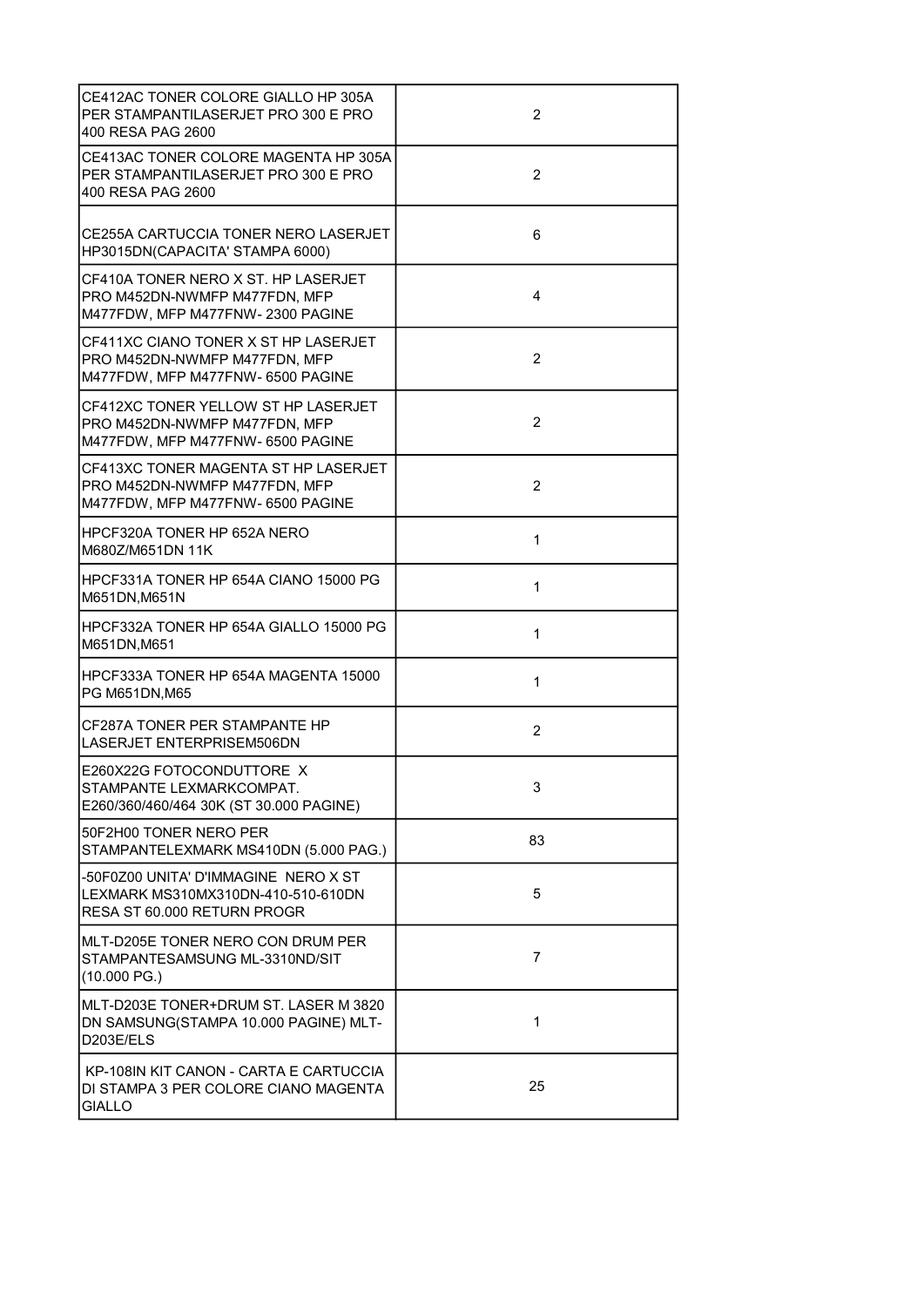| | |
|---|---|
| CE412AC TONER COLORE GIALLO HP 305A PER STAMPANTILASERJET PRO 300 E PRO 400 RESA PAG 2600 | 2 |
| CE413AC TONER COLORE MAGENTA HP 305A PER STAMPANTILASERJET PRO 300 E PRO 400 RESA PAG 2600 | 2 |
| CE255A CARTUCCIA TONER NERO LASERJET HP3015DN(CAPACITA' STAMPA 6000) | 6 |
| CF410A TONER NERO X ST. HP LASERJET PRO M452DN-NWMFP M477FDN, MFP M477FDW, MFP M477FNW- 2300 PAGINE | 4 |
| CF411XC CIANO TONER X ST HP LASERJET PRO M452DN-NWMFP M477FDN, MFP M477FDW, MFP M477FNW- 6500 PAGINE | 2 |
| CF412XC TONER YELLOW ST HP LASERJET PRO M452DN-NWMFP M477FDN, MFP M477FDW, MFP M477FNW- 6500 PAGINE | 2 |
| CF413XC TONER MAGENTA ST HP LASERJET PRO M452DN-NWMFP M477FDN, MFP M477FDW, MFP M477FNW- 6500 PAGINE | 2 |
| HPCF320A TONER HP 652A NERO M680Z/M651DN 11K | 1 |
| HPCF331A TONER HP 654A CIANO 15000 PG M651DN,M651N | 1 |
| HPCF332A TONER HP 654A GIALLO 15000 PG M651DN,M651 | 1 |
| HPCF333A TONER HP 654A MAGENTA 15000 PG M651DN,M65 | 1 |
| CF287A TONER PER STAMPANTE HP LASERJET ENTERPRISEM506DN | 2 |
| E260X22G FOTOCONDUTTORE X STAMPANTE LEXMARKCOMPAT. E260/360/460/464 30K (ST 30.000 PAGINE) | 3 |
| 50F2H00 TONER NERO PER STAMPANTELEXMARK MS410DN (5.000 PAG.) | 83 |
| -50F0Z00 UNITA' D'IMMAGINE NERO X ST LEXMARK MS310MX310DN-410-510-610DN RESA ST 60.000 RETURN PROGR | 5 |
| MLT-D205E TONER NERO CON DRUM PER STAMPANTESAMSUNG ML-3310ND/SIT (10.000 PG.) | 7 |
| MLT-D203E TONER+DRUM ST. LASER M 3820 DN SAMSUNG(STAMPA 10.000 PAGINE) MLT-D203E/ELS | 1 |
| KP-108IN KIT CANON - CARTA E CARTUCCIA DI STAMPA 3 PER COLORE CIANO MAGENTA GIALLO | 25 |